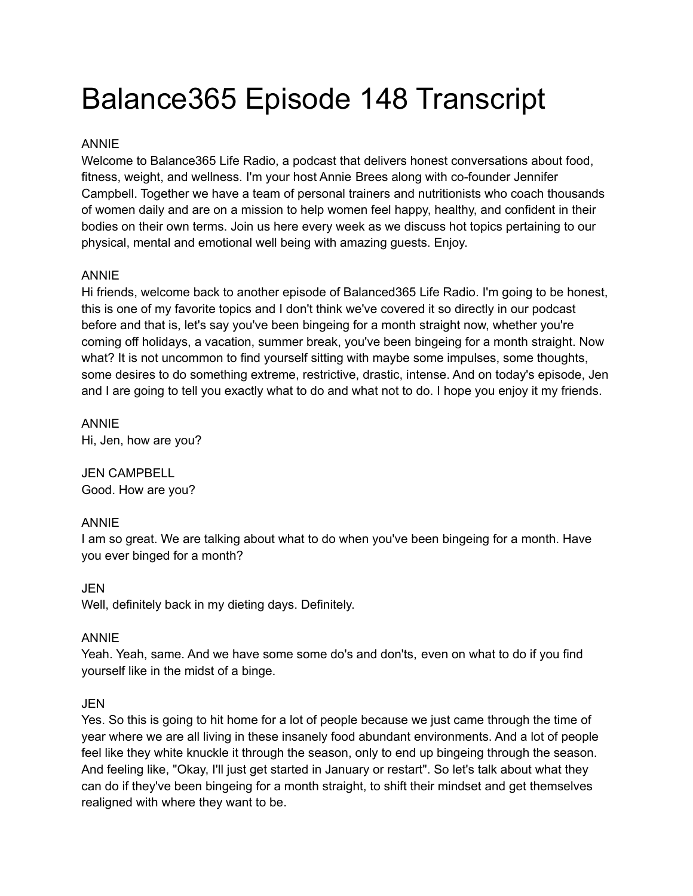# Balance365 Episode 148 Transcript

ANNIE
Welcome to Balance365 Life Radio, a podcast that delivers honest conversations about food, fitness, weight, and wellness. I'm your host Annie Brees along with co-founder Jennifer Campbell. Together we have a team of personal trainers and nutritionists who coach thousands of women daily and are on a mission to help women feel happy, healthy, and confident in their bodies on their own terms. Join us here every week as we discuss hot topics pertaining to our physical, mental and emotional well being with amazing guests. Enjoy.

ANNIE
Hi friends, welcome back to another episode of Balanced365 Life Radio. I'm going to be honest, this is one of my favorite topics and I don't think we've covered it so directly in our podcast before and that is, let's say you've been bingeing for a month straight now, whether you're coming off holidays, a vacation, summer break, you've been bingeing for a month straight. Now what? It is not uncommon to find yourself sitting with maybe some impulses, some thoughts, some desires to do something extreme, restrictive, drastic, intense. And on today's episode, Jen and I are going to tell you exactly what to do and what not to do. I hope you enjoy it my friends.

ANNIE
Hi, Jen, how are you?

JEN CAMPBELL
Good. How are you?

ANNIE
I am so great. We are talking about what to do when you've been bingeing for a month. Have you ever binged for a month?

JEN
Well, definitely back in my dieting days. Definitely.

ANNIE
Yeah. Yeah, same. And we have some some do's and don'ts, even on what to do if you find yourself like in the midst of a binge.

JEN
Yes. So this is going to hit home for a lot of people because we just came through the time of year where we are all living in these insanely food abundant environments. And a lot of people feel like they white knuckle it through the season, only to end up bingeing through the season. And feeling like, "Okay, I'll just get started in January or restart". So let's talk about what they can do if they've been bingeing for a month straight, to shift their mindset and get themselves realigned with where they want to be.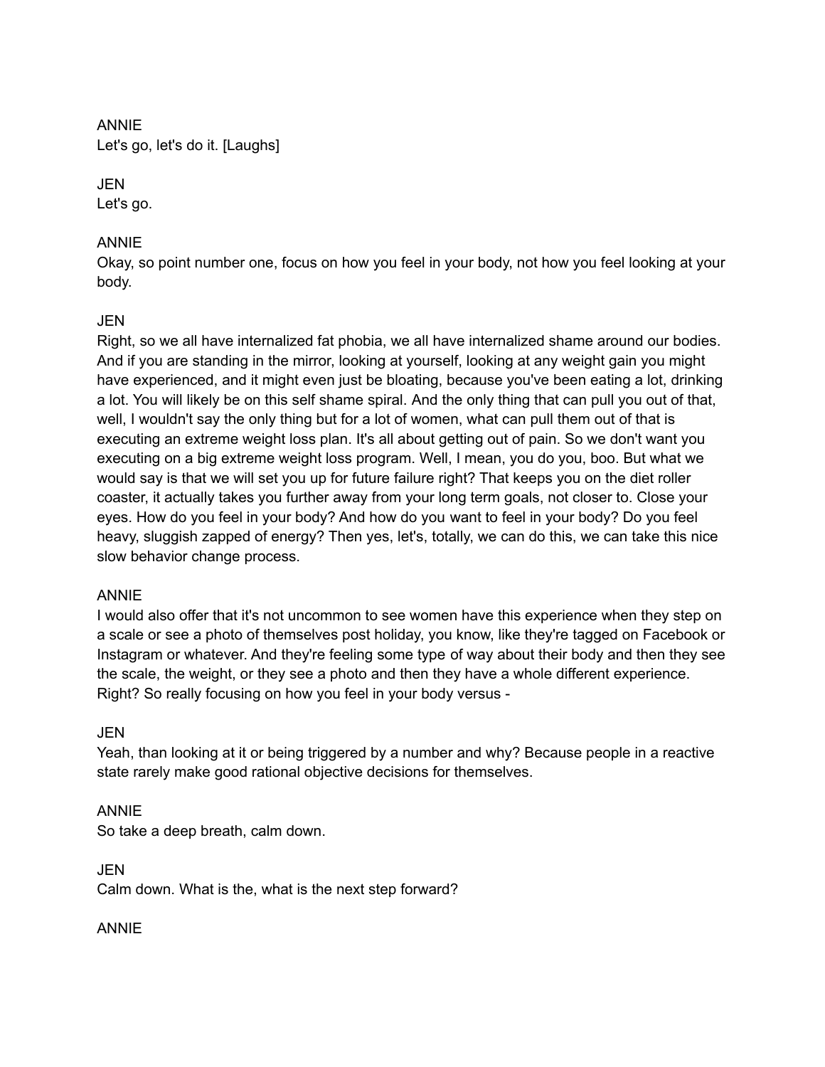ANNIE
Let's go, let's do it. [Laughs]

JEN
Let's go.

ANNIE
Okay, so point number one, focus on how you feel in your body, not how you feel looking at your body.

JEN
Right, so we all have internalized fat phobia, we all have internalized shame around our bodies. And if you are standing in the mirror, looking at yourself, looking at any weight gain you might have experienced, and it might even just be bloating, because you've been eating a lot, drinking a lot. You will likely be on this self shame spiral. And the only thing that can pull you out of that, well, I wouldn't say the only thing but for a lot of women, what can pull them out of that is executing an extreme weight loss plan. It's all about getting out of pain. So we don't want you executing on a big extreme weight loss program. Well, I mean, you do you, boo. But what we would say is that we will set you up for future failure right? That keeps you on the diet roller coaster, it actually takes you further away from your long term goals, not closer to. Close your eyes. How do you feel in your body? And how do you want to feel in your body? Do you feel heavy, sluggish zapped of energy? Then yes, let's, totally, we can do this, we can take this nice slow behavior change process.

ANNIE
I would also offer that it's not uncommon to see women have this experience when they step on a scale or see a photo of themselves post holiday, you know, like they're tagged on Facebook or Instagram or whatever. And they're feeling some type of way about their body and then they see the scale, the weight, or they see a photo and then they have a whole different experience. Right? So really focusing on how you feel in your body versus -

JEN
Yeah, than looking at it or being triggered by a number and why? Because people in a reactive state rarely make good rational objective decisions for themselves.

ANNIE
So take a deep breath, calm down.

JEN
Calm down. What is the, what is the next step forward?

ANNIE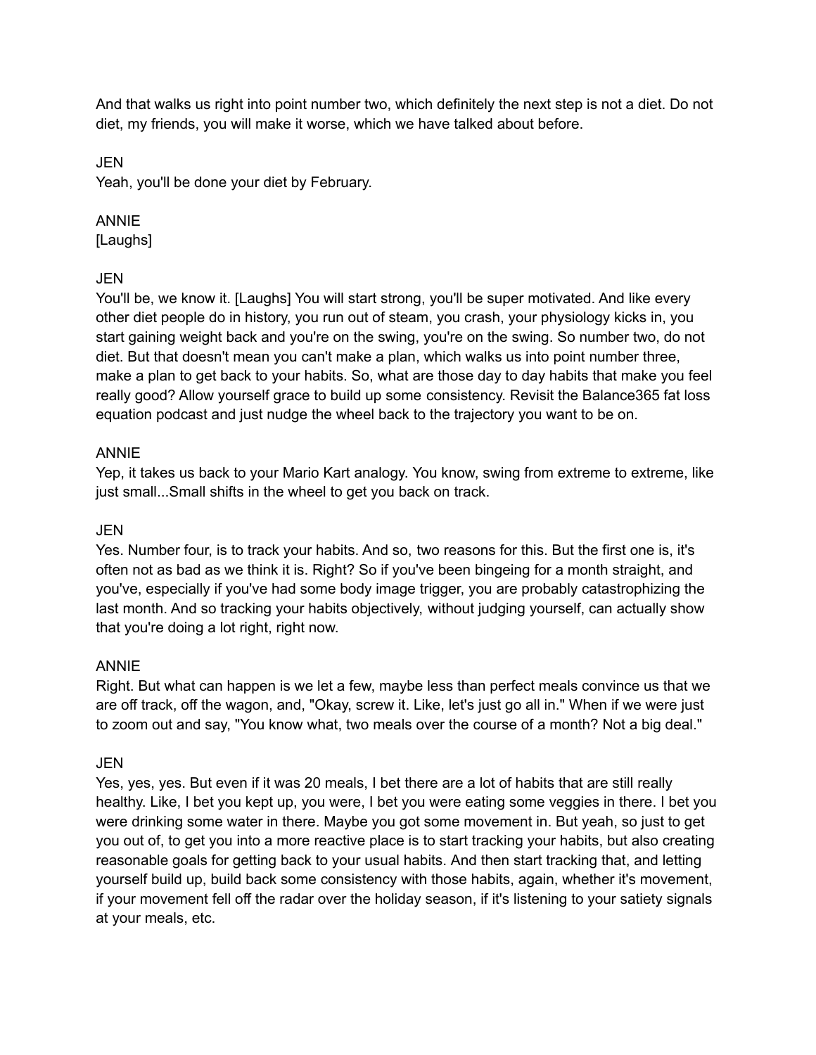And that walks us right into point number two, which definitely the next step is not a diet. Do not diet, my friends, you will make it worse, which we have talked about before.

JEN

Yeah, you'll be done your diet by February.

ANNIE

[Laughs]

JEN

You'll be, we know it. [Laughs] You will start strong, you'll be super motivated. And like every other diet people do in history, you run out of steam, you crash, your physiology kicks in, you start gaining weight back and you're on the swing, you're on the swing. So number two, do not diet. But that doesn't mean you can't make a plan, which walks us into point number three, make a plan to get back to your habits. So, what are those day to day habits that make you feel really good? Allow yourself grace to build up some consistency. Revisit the Balance365 fat loss equation podcast and just nudge the wheel back to the trajectory you want to be on.

ANNIE

Yep, it takes us back to your Mario Kart analogy. You know, swing from extreme to extreme, like just small...Small shifts in the wheel to get you back on track.

JEN

Yes. Number four, is to track your habits. And so, two reasons for this. But the first one is, it's often not as bad as we think it is. Right? So if you've been bingeing for a month straight, and you've, especially if you've had some body image trigger, you are probably catastrophizing the last month. And so tracking your habits objectively, without judging yourself, can actually show that you're doing a lot right, right now.

ANNIE

Right. But what can happen is we let a few, maybe less than perfect meals convince us that we are off track, off the wagon, and, "Okay, screw it. Like, let's just go all in." When if we were just to zoom out and say, "You know what, two meals over the course of a month? Not a big deal."

JEN

Yes, yes, yes. But even if it was 20 meals, I bet there are a lot of habits that are still really healthy. Like, I bet you kept up, you were, I bet you were eating some veggies in there. I bet you were drinking some water in there. Maybe you got some movement in. But yeah, so just to get you out of, to get you into a more reactive place is to start tracking your habits, but also creating reasonable goals for getting back to your usual habits. And then start tracking that, and letting yourself build up, build back some consistency with those habits, again, whether it's movement, if your movement fell off the radar over the holiday season, if it's listening to your satiety signals at your meals, etc.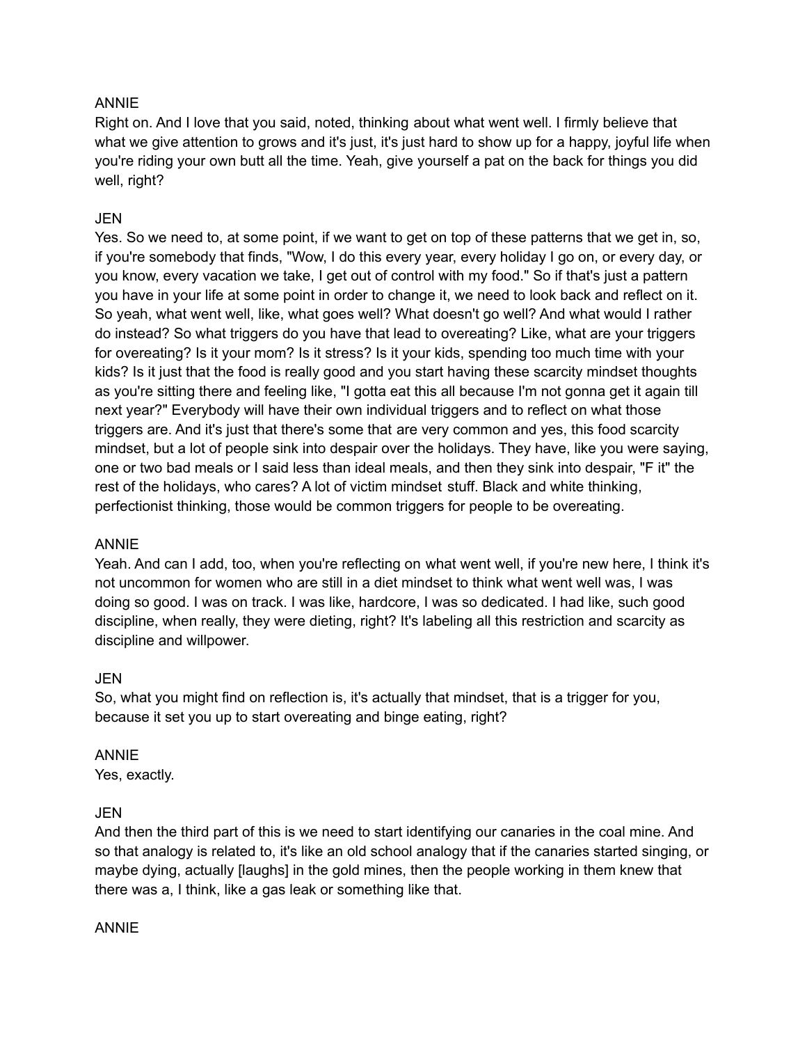ANNIE
Right on. And I love that you said, noted, thinking about what went well. I firmly believe that what we give attention to grows and it's just, it's just hard to show up for a happy, joyful life when you're riding your own butt all the time. Yeah, give yourself a pat on the back for things you did well, right?

JEN
Yes. So we need to, at some point, if we want to get on top of these patterns that we get in, so, if you're somebody that finds, "Wow, I do this every year, every holiday I go on, or every day, or you know, every vacation we take, I get out of control with my food." So if that's just a pattern you have in your life at some point in order to change it, we need to look back and reflect on it. So yeah, what went well, like, what goes well? What doesn't go well? And what would I rather do instead? So what triggers do you have that lead to overeating? Like, what are your triggers for overeating? Is it your mom? Is it stress? Is it your kids, spending too much time with your kids? Is it just that the food is really good and you start having these scarcity mindset thoughts as you're sitting there and feeling like, "I gotta eat this all because I'm not gonna get it again till next year?" Everybody will have their own individual triggers and to reflect on what those triggers are. And it's just that there's some that are very common and yes, this food scarcity mindset, but a lot of people sink into despair over the holidays. They have, like you were saying, one or two bad meals or I said less than ideal meals, and then they sink into despair, "F it" the rest of the holidays, who cares? A lot of victim mindset stuff. Black and white thinking, perfectionist thinking, those would be common triggers for people to be overeating.

ANNIE
Yeah. And can I add, too, when you're reflecting on what went well, if you're new here, I think it's not uncommon for women who are still in a diet mindset to think what went well was, I was doing so good. I was on track. I was like, hardcore, I was so dedicated. I had like, such good discipline, when really, they were dieting, right? It's labeling all this restriction and scarcity as discipline and willpower.

JEN
So, what you might find on reflection is, it's actually that mindset, that is a trigger for you, because it set you up to start overeating and binge eating, right?

ANNIE
Yes, exactly.

JEN
And then the third part of this is we need to start identifying our canaries in the coal mine. And so that analogy is related to, it's like an old school analogy that if the canaries started singing, or maybe dying, actually [laughs] in the gold mines, then the people working in them knew that there was a, I think, like a gas leak or something like that.

ANNIE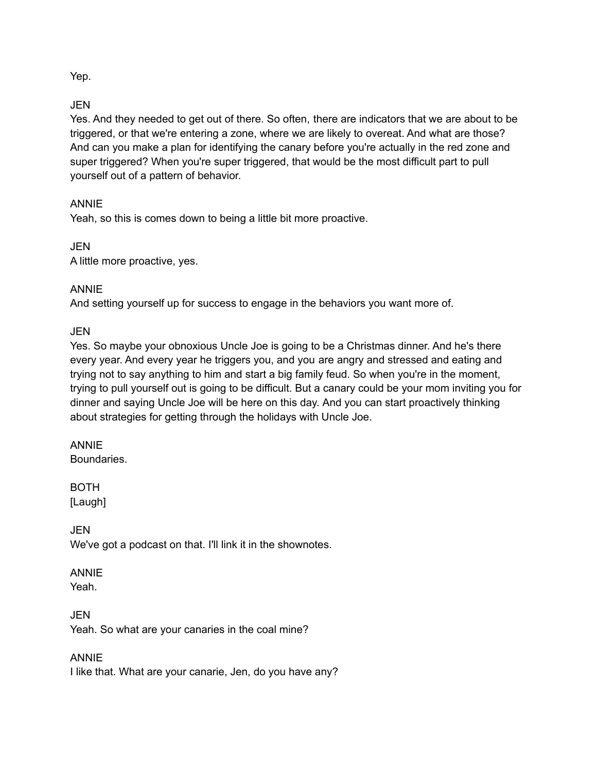Yep.

JEN
Yes. And they needed to get out of there. So often, there are indicators that we are about to be triggered, or that we're entering a zone, where we are likely to overeat. And what are those? And can you make a plan for identifying the canary before you're actually in the red zone and super triggered? When you're super triggered, that would be the most difficult part to pull yourself out of a pattern of behavior.

ANNIE
Yeah, so this is comes down to being a little bit more proactive.

JEN
A little more proactive, yes.

ANNIE
And setting yourself up for success to engage in the behaviors you want more of.

JEN
Yes. So maybe your obnoxious Uncle Joe is going to be a Christmas dinner. And he's there every year. And every year he triggers you, and you are angry and stressed and eating and trying not to say anything to him and start a big family feud. So when you're in the moment, trying to pull yourself out is going to be difficult. But a canary could be your mom inviting you for dinner and saying Uncle Joe will be here on this day. And you can start proactively thinking about strategies for getting through the holidays with Uncle Joe.

ANNIE
Boundaries.

BOTH
[Laugh]

JEN
We've got a podcast on that. I'll link it in the shownotes.

ANNIE
Yeah.

JEN
Yeah. So what are your canaries in the coal mine?

ANNIE
I like that. What are your canarie, Jen, do you have any?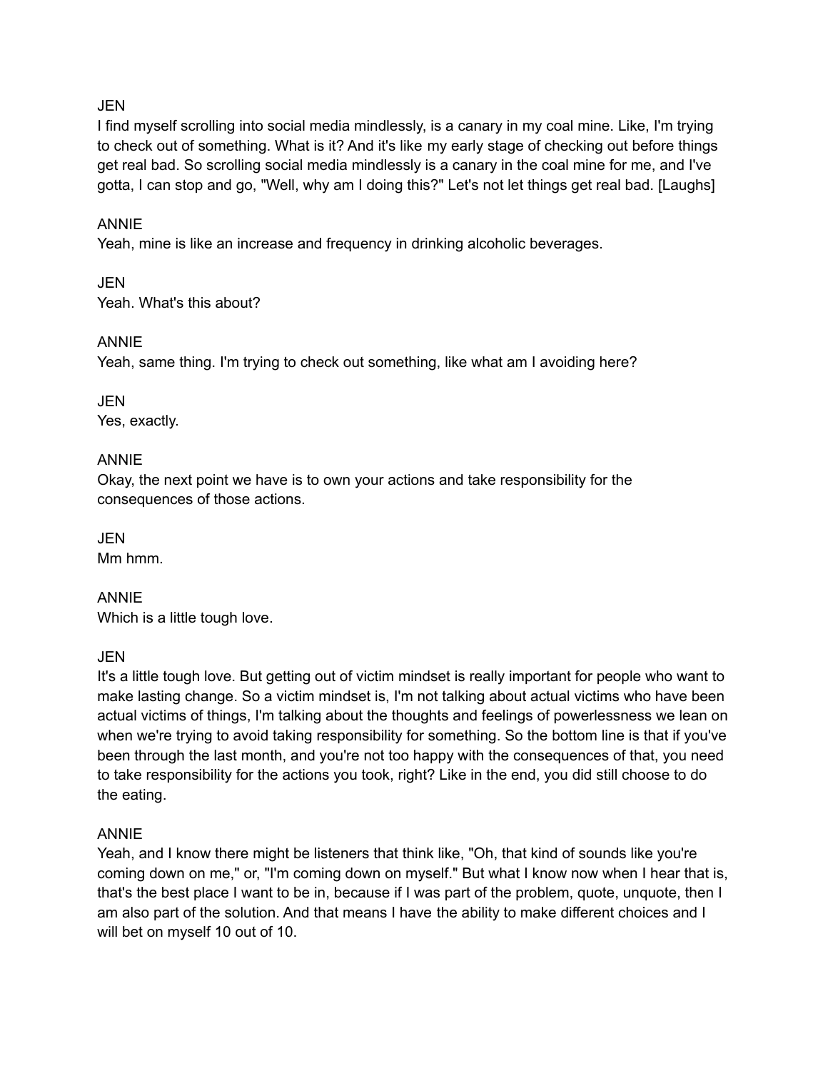JEN
I find myself scrolling into social media mindlessly, is a canary in my coal mine. Like, I'm trying to check out of something. What is it? And it's like my early stage of checking out before things get real bad. So scrolling social media mindlessly is a canary in the coal mine for me, and I've gotta, I can stop and go, "Well, why am I doing this?" Let's not let things get real bad. [Laughs]

ANNIE
Yeah, mine is like an increase and frequency in drinking alcoholic beverages.

JEN
Yeah. What's this about?

ANNIE
Yeah, same thing. I'm trying to check out something, like what am I avoiding here?

JEN
Yes, exactly.

ANNIE
Okay, the next point we have is to own your actions and take responsibility for the consequences of those actions.

JEN
Mm hmm.

ANNIE
Which is a little tough love.

JEN
It's a little tough love. But getting out of victim mindset is really important for people who want to make lasting change. So a victim mindset is, I'm not talking about actual victims who have been actual victims of things, I'm talking about the thoughts and feelings of powerlessness we lean on when we're trying to avoid taking responsibility for something. So the bottom line is that if you've been through the last month, and you're not too happy with the consequences of that, you need to take responsibility for the actions you took, right? Like in the end, you did still choose to do the eating.

ANNIE
Yeah, and I know there might be listeners that think like, "Oh, that kind of sounds like you're coming down on me," or, "I'm coming down on myself." But what I know now when I hear that is, that's the best place I want to be in, because if I was part of the problem, quote, unquote, then I am also part of the solution. And that means I have the ability to make different choices and I will bet on myself 10 out of 10.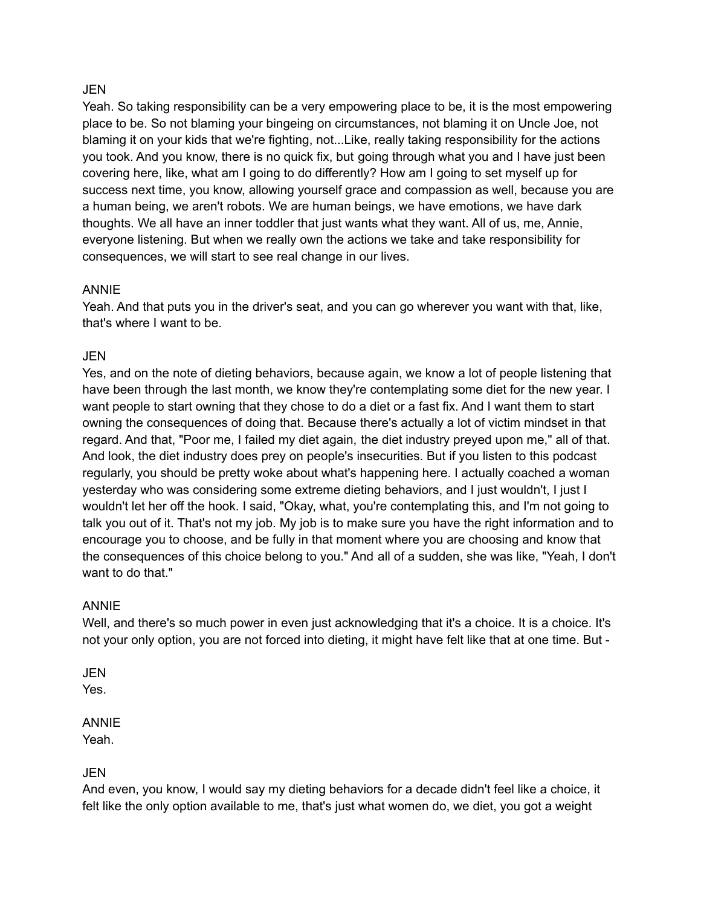JEN
Yeah. So taking responsibility can be a very empowering place to be, it is the most empowering place to be. So not blaming your bingeing on circumstances, not blaming it on Uncle Joe, not blaming it on your kids that we're fighting, not...Like, really taking responsibility for the actions you took. And you know, there is no quick fix, but going through what you and I have just been covering here, like, what am I going to do differently? How am I going to set myself up for success next time, you know, allowing yourself grace and compassion as well, because you are a human being, we aren't robots. We are human beings, we have emotions, we have dark thoughts. We all have an inner toddler that just wants what they want. All of us, me, Annie, everyone listening. But when we really own the actions we take and take responsibility for consequences, we will start to see real change in our lives.

ANNIE
Yeah. And that puts you in the driver's seat, and you can go wherever you want with that, like, that's where I want to be.

JEN
Yes, and on the note of dieting behaviors, because again, we know a lot of people listening that have been through the last month, we know they're contemplating some diet for the new year. I want people to start owning that they chose to do a diet or a fast fix. And I want them to start owning the consequences of doing that. Because there's actually a lot of victim mindset in that regard. And that, "Poor me, I failed my diet again, the diet industry preyed upon me," all of that. And look, the diet industry does prey on people's insecurities. But if you listen to this podcast regularly, you should be pretty woke about what's happening here. I actually coached a woman yesterday who was considering some extreme dieting behaviors, and I just wouldn't, I just I wouldn't let her off the hook. I said, "Okay, what, you're contemplating this, and I'm not going to talk you out of it. That's not my job. My job is to make sure you have the right information and to encourage you to choose, and be fully in that moment where you are choosing and know that the consequences of this choice belong to you." And all of a sudden, she was like, "Yeah, I don't want to do that."

ANNIE
Well, and there's so much power in even just acknowledging that it's a choice. It is a choice. It's not your only option, you are not forced into dieting, it might have felt like that at one time. But -

JEN
Yes.

ANNIE
Yeah.

JEN
And even, you know, I would say my dieting behaviors for a decade didn't feel like a choice, it felt like the only option available to me, that's just what women do, we diet, you got a weight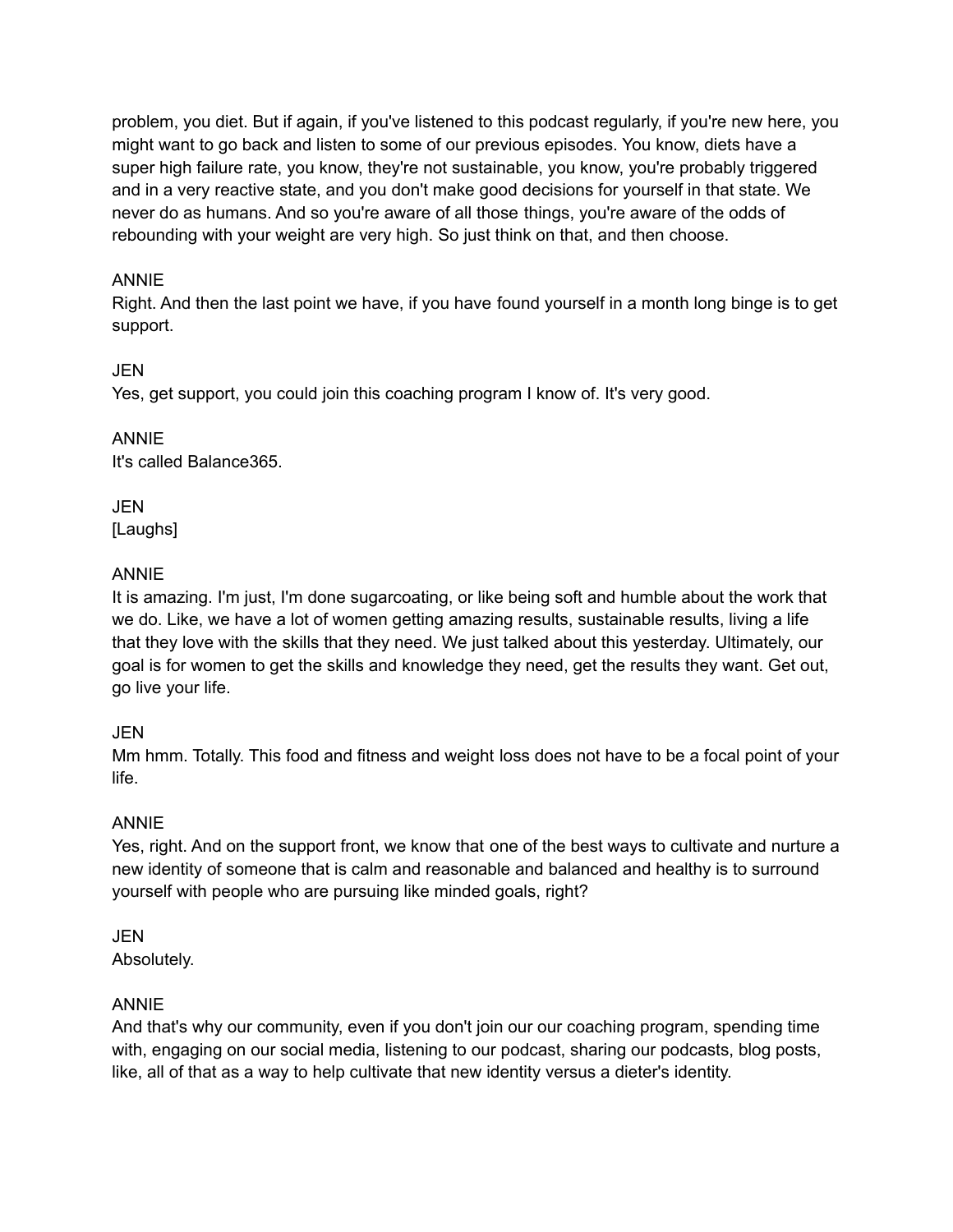problem, you diet. But if again, if you've listened to this podcast regularly, if you're new here, you might want to go back and listen to some of our previous episodes. You know, diets have a super high failure rate, you know, they're not sustainable, you know, you're probably triggered and in a very reactive state, and you don't make good decisions for yourself in that state. We never do as humans. And so you're aware of all those things, you're aware of the odds of rebounding with your weight are very high. So just think on that, and then choose.

ANNIE
Right. And then the last point we have, if you have found yourself in a month long binge is to get support.

JEN
Yes, get support, you could join this coaching program I know of. It's very good.

ANNIE
It's called Balance365.

JEN
[Laughs]

ANNIE
It is amazing. I'm just, I'm done sugarcoating, or like being soft and humble about the work that we do. Like, we have a lot of women getting amazing results, sustainable results, living a life that they love with the skills that they need. We just talked about this yesterday. Ultimately, our goal is for women to get the skills and knowledge they need, get the results they want. Get out, go live your life.

JEN
Mm hmm. Totally. This food and fitness and weight loss does not have to be a focal point of your life.

ANNIE
Yes, right. And on the support front, we know that one of the best ways to cultivate and nurture a new identity of someone that is calm and reasonable and balanced and healthy is to surround yourself with people who are pursuing like minded goals, right?

JEN
Absolutely.

ANNIE
And that's why our community, even if you don't join our our coaching program, spending time with, engaging on our social media, listening to our podcast, sharing our podcasts, blog posts, like, all of that as a way to help cultivate that new identity versus a dieter's identity.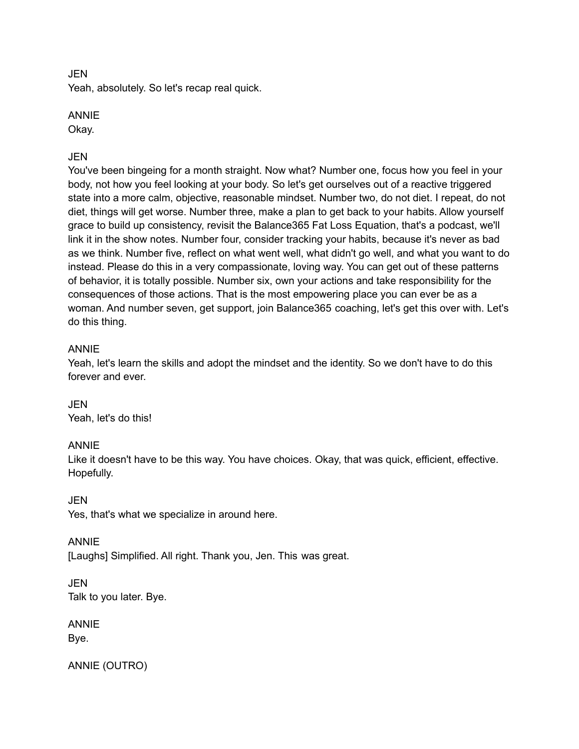JEN
Yeah, absolutely. So let's recap real quick.

ANNIE
Okay.

JEN
You've been bingeing for a month straight. Now what? Number one, focus how you feel in your body, not how you feel looking at your body. So let's get ourselves out of a reactive triggered state into a more calm, objective, reasonable mindset. Number two, do not diet. I repeat, do not diet, things will get worse. Number three, make a plan to get back to your habits. Allow yourself grace to build up consistency, revisit the Balance365 Fat Loss Equation, that's a podcast, we'll link it in the show notes. Number four, consider tracking your habits, because it's never as bad as we think. Number five, reflect on what went well, what didn't go well, and what you want to do instead. Please do this in a very compassionate, loving way. You can get out of these patterns of behavior, it is totally possible. Number six, own your actions and take responsibility for the consequences of those actions. That is the most empowering place you can ever be as a woman. And number seven, get support, join Balance365 coaching, let's get this over with. Let's do this thing.

ANNIE
Yeah, let's learn the skills and adopt the mindset and the identity. So we don't have to do this forever and ever.

JEN
Yeah, let's do this!

ANNIE
Like it doesn't have to be this way. You have choices. Okay, that was quick, efficient, effective. Hopefully.

JEN
Yes, that's what we specialize in around here.

ANNIE
[Laughs] Simplified. All right. Thank you, Jen. This was great.

JEN
Talk to you later. Bye.

ANNIE
Bye.

ANNIE (OUTRO)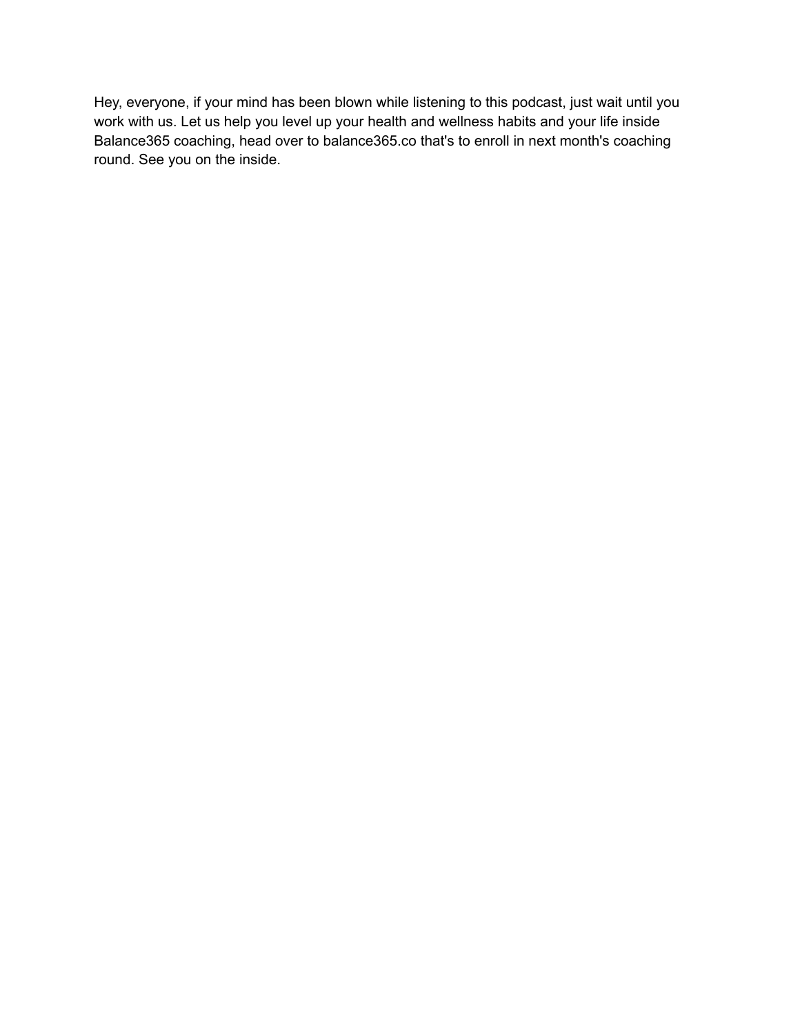Hey, everyone, if your mind has been blown while listening to this podcast, just wait until you work with us. Let us help you level up your health and wellness habits and your life inside Balance365 coaching, head over to balance365.co that's to enroll in next month's coaching round. See you on the inside.